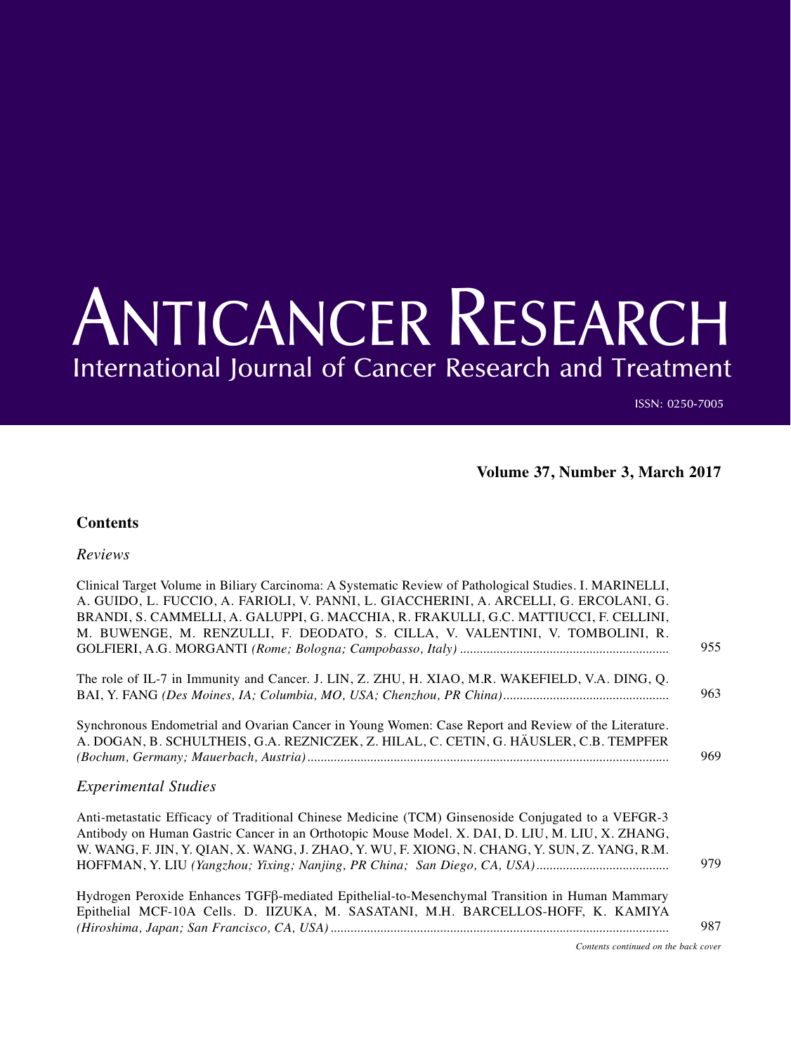# ANTICANCER RESEARCH

International Journal of Cancer Research and Treatment

ISSN: 0250-7005

**Volume 37, Number 3, March 2017**

## Contents

### *Reviews*

Clinical Target Volume in Biliary Carcinoma: A Systematic Review of Pathological Studies. I. MARINELLI, A. GUIDO, L. FUCCIO, A. FARIOLI, V. PANNI, L. GIACCHERINI, A. ARCELLI, G. ERCOLANI, G. BRANDI, S. CAMMELLI, A. GALUPPI, G. MACCHIA, R. FRAKULLI, G.C. MATTIUCCI, F. CELLINI, M. BUWENGE, M. RENZULLI, F. DEODATO, S. CILLA, V. VALENTINI, V. TOMBOLINI, R. GOLFIERI, A.G. MORGANTI *(Rome; Bologna; Campobasso, Italy)* .......... 955

The role of IL-7 in Immunity and Cancer. J. LIN, Z. ZHU, H. XIAO, M.R. WAKEFIELD, V.A. DING, Q. BAI, Y. FANG *(Des Moines, IA; Columbia, MO, USA; Chenzhou, PR China)*.......... 963

Synchronous Endometrial and Ovarian Cancer in Young Women: Case Report and Review of the Literature. A. DOGAN, B. SCHULTHEIS, G.A. REZNICZEK, Z. HILAL, C. CETIN, G. HÄUSLER, C.B. TEMPFER *(Bochum, Germany; Mauerbach, Austria)*.......... 969

### *Experimental Studies*

Anti-metastatic Efficacy of Traditional Chinese Medicine (TCM) Ginsenoside Conjugated to a VEFGR-3 Antibody on Human Gastric Cancer in an Orthotopic Mouse Model. X. DAI, D. LIU, M. LIU, X. ZHANG, W. WANG, F. JIN, Y. QIAN, X. WANG, J. ZHAO, Y. WU, F. XIONG, N. CHANG, Y. SUN, Z. YANG, R.M. HOFFMAN, Y. LIU *(Yangzhou; Yixing; Nanjing, PR China; San Diego, CA, USA)*.......... 979

Hydrogen Peroxide Enhances TGFβ-mediated Epithelial-to-Mesenchymal Transition in Human Mammary Epithelial MCF-10A Cells. D. IIZUKA, M. SASATANI, M.H. BARCELLOS-HOFF, K. KAMIYA *(Hiroshima, Japan; San Francisco, CA, USA)*.......... 987

*Contents continued on the back cover*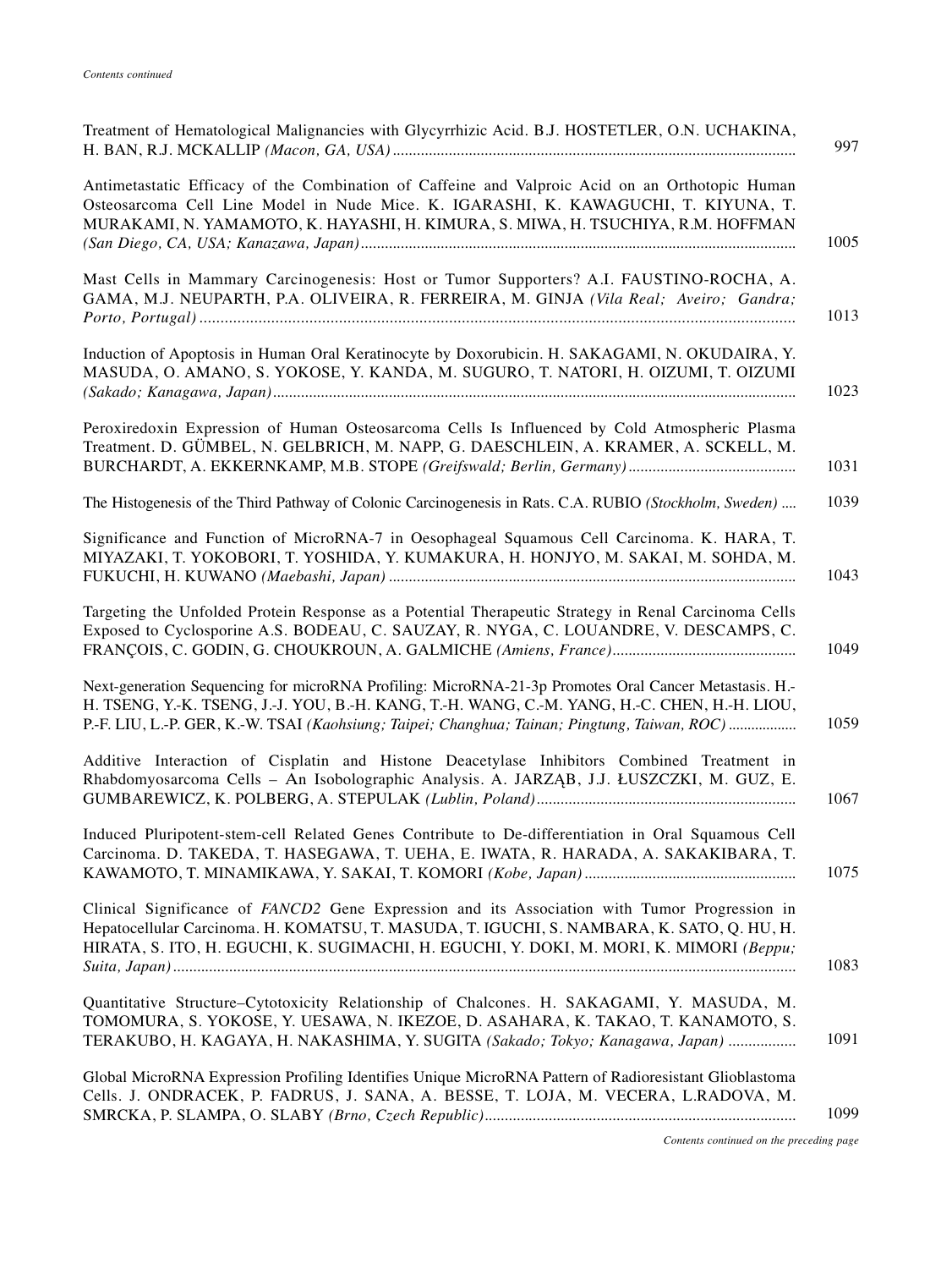*Contents continued*

Treatment of Hematological Malignancies with Glycyrrhizic Acid. B.J. HOSTETLER, O.N. UCHAKINA, H. BAN, R.J. MCKALLIP *(Macon, GA, USA)* ........ 997

Antimetastatic Efficacy of the Combination of Caffeine and Valproic Acid on an Orthotopic Human Osteosarcoma Cell Line Model in Nude Mice. K. IGARASHI, K. KAWAGUCHI, T. KIYUNA, T. MURAKAMI, N. YAMAMOTO, K. HAYASHI, H. KIMURA, S. MIWA, H. TSUCHIYA, R.M. HOFFMAN *(San Diego, CA, USA; Kanazawa, Japan)* ........ 1005

Mast Cells in Mammary Carcinogenesis: Host or Tumor Supporters? A.I. FAUSTINO-ROCHA, A. GAMA, M.J. NEUPARTH, P.A. OLIVEIRA, R. FERREIRA, M. GINJA *(Vila Real; Aveiro; Gandra; Porto, Portugal)* ........ 1013

Induction of Apoptosis in Human Oral Keratinocyte by Doxorubicin. H. SAKAGAMI, N. OKUDAIRA, Y. MASUDA, O. AMANO, S. YOKOSE, Y. KANDA, M. SUGURO, T. NATORI, H. OIZUMI, T. OIZUMI *(Sakado; Kanagawa, Japan)* ........ 1023

Peroxiredoxin Expression of Human Osteosarcoma Cells Is Influenced by Cold Atmospheric Plasma Treatment. D. GÜMBEL, N. GELBRICH, M. NAPP, G. DAESCHLEIN, A. KRAMER, A. SCKELL, M. BURCHARDT, A. EKKERNKAMP, M.B. STOPE *(Greifswald; Berlin, Germany)* ........ 1031

The Histogenesis of the Third Pathway of Colonic Carcinogenesis in Rats. C.A. RUBIO *(Stockholm, Sweden)* ........ 1039

Significance and Function of MicroRNA-7 in Oesophageal Squamous Cell Carcinoma. K. HARA, T. MIYAZAKI, T. YOKOBORI, T. YOSHIDA, Y. KUMAKURA, H. HONJYO, M. SAKAI, M. SOHDA, M. FUKUCHI, H. KUWANO *(Maebashi, Japan)* ........ 1043

Targeting the Unfolded Protein Response as a Potential Therapeutic Strategy in Renal Carcinoma Cells Exposed to Cyclosporine A.S. BODEAU, C. SAUZAY, R. NYGA, C. LOUANDRE, V. DESCAMPS, C. FRANÇOIS, C. GODIN, G. CHOUKROUN, A. GALMICHE *(Amiens, France)* ........ 1049

Next-generation Sequencing for microRNA Profiling: MicroRNA-21-3p Promotes Oral Cancer Metastasis. H.-H. TSENG, Y.-K. TSENG, J.-J. YOU, B.-H. KANG, T.-H. WANG, C.-M. YANG, H.-C. CHEN, H.-H. LIOU, P.-F. LIU, L.-P. GER, K.-W. TSAI *(Kaohsiung; Taipei; Changhua; Tainan; Pingtung, Taiwan, ROC)* ........ 1059

Additive Interaction of Cisplatin and Histone Deacetylase Inhibitors Combined Treatment in Rhabdomyosarcoma Cells – An Isobolographic Analysis. A. JARZĄB, J.J. ŁUSZCZKI, M. GUZ, E. GUMBAREWICZ, K. POLBERG, A. STEPULAK *(Lublin, Poland)* ........ 1067

Induced Pluripotent-stem-cell Related Genes Contribute to De-differentiation in Oral Squamous Cell Carcinoma. D. TAKEDA, T. HASEGAWA, T. UEHA, E. IWATA, R. HARADA, A. SAKAKIBARA, T. KAWAMOTO, T. MINAMIKAWA, Y. SAKAI, T. KOMORI *(Kobe, Japan)* ........ 1075

Clinical Significance of *FANCD2* Gene Expression and its Association with Tumor Progression in Hepatocellular Carcinoma. H. KOMATSU, T. MASUDA, T. IGUCHI, S. NAMBARA, K. SATO, Q. HU, H. HIRATA, S. ITO, H. EGUCHI, K. SUGIMACHI, H. EGUCHI, Y. DOKI, M. MORI, K. MIMORI *(Beppu; Suita, Japan)* ........ 1083

Quantitative Structure–Cytotoxicity Relationship of Chalcones. H. SAKAGAMI, Y. MASUDA, M. TOMOMURA, S. YOKOSE, Y. UESAWA, N. IKEZOE, D. ASAHARA, K. TAKAO, T. KANAMOTO, S. TERAKUBO, H. KAGAYA, H. NAKASHIMA, Y. SUGITA *(Sakado; Tokyo; Kanagawa, Japan)* ........ 1091

Global MicroRNA Expression Profiling Identifies Unique MicroRNA Pattern of Radioresistant Glioblastoma Cells. J. ONDRACEK, P. FADRUS, J. SANA, A. BESSE, T. LOJA, M. VECERA, L.RADOVA, M. SMRCKA, P. SLAMPA, O. SLABY *(Brno, Czech Republic)* ........ 1099

*Contents continued on the preceding page*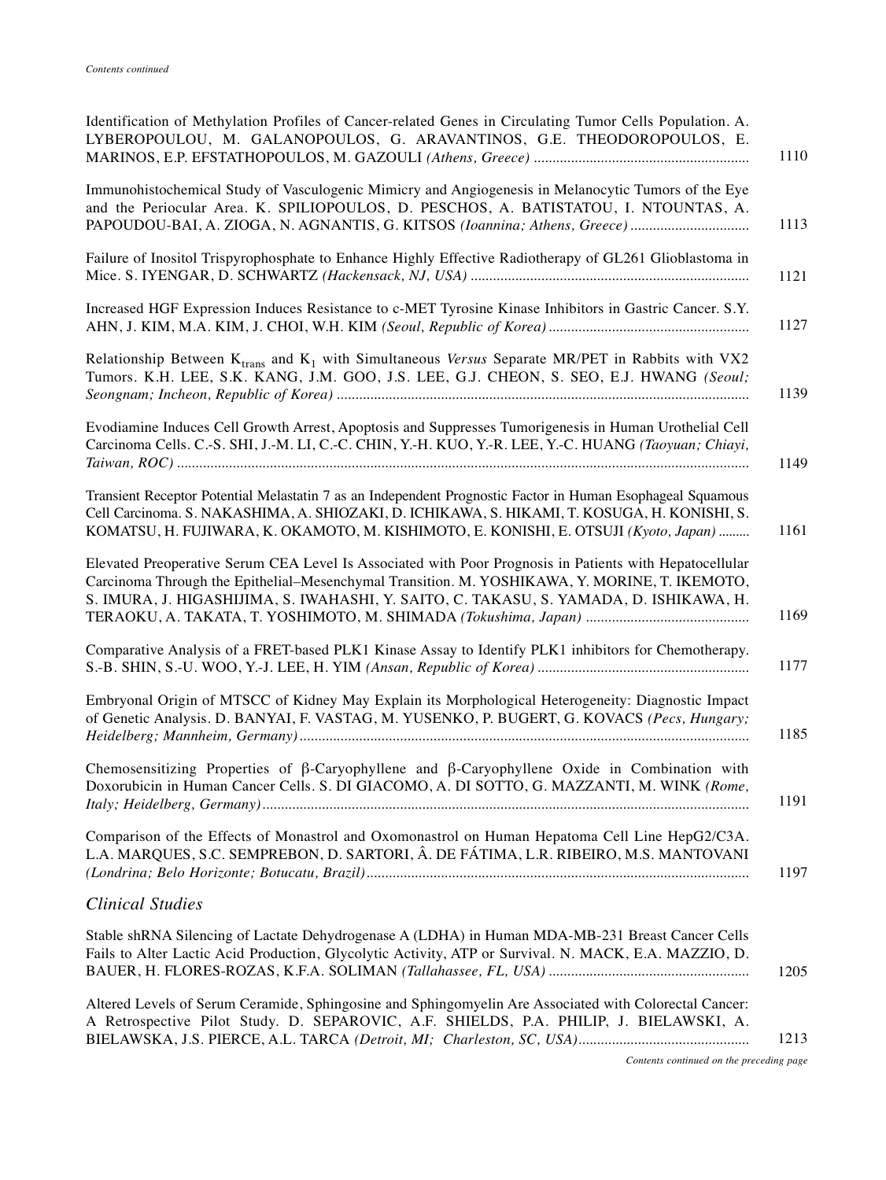*Contents continued*

Identification of Methylation Profiles of Cancer-related Genes in Circulating Tumor Cells Population. A. LYBEROPOULOU, M. GALANOPOULOS, G. ARAVANTINOS, G.E. THEODOROPOULOS, E. MARINOS, E.P. EFSTATHOPOULOS, M. GAZOULI *(Athens, Greece)* ... 1110

Immunohistochemical Study of Vasculogenic Mimicry and Angiogenesis in Melanocytic Tumors of the Eye and the Periocular Area. K. SPILIOPOULOS, D. PESCHOS, A. BATISTATOU, I. NTOUNTAS, A. PAPOUDOU-BAI, A. ZIOGA, N. AGNANTIS, G. KITSOS *(Ioannina; Athens, Greece)* ... 1113

Failure of Inositol Trispyrophosphate to Enhance Highly Effective Radiotherapy of GL261 Glioblastoma in Mice. S. IYENGAR, D. SCHWARTZ *(Hackensack, NJ, USA)* ... 1121

Increased HGF Expression Induces Resistance to c-MET Tyrosine Kinase Inhibitors in Gastric Cancer. S.Y. AHN, J. KIM, M.A. KIM, J. CHOI, W.H. KIM *(Seoul, Republic of Korea)* ... 1127

Relationship Between $K_{trans}$ and $K_1$ with Simultaneous *Versus* Separate MR/PET in Rabbits with VX2 Tumors. K.H. LEE, S.K. KANG, J.M. GOO, J.S. LEE, G.J. CHEON, S. SEO, E.J. HWANG *(Seoul; Seongnam; Incheon, Republic of Korea)* ... 1139

Evodiamine Induces Cell Growth Arrest, Apoptosis and Suppresses Tumorigenesis in Human Urothelial Cell Carcinoma Cells. C.-S. SHI, J.-M. LI, C.-C. CHIN, Y.-H. KUO, Y.-R. LEE, Y.-C. HUANG *(Taoyuan; Chiayi, Taiwan, ROC)* ... 1149

Transient Receptor Potential Melastatin 7 as an Independent Prognostic Factor in Human Esophageal Squamous Cell Carcinoma. S. NAKASHIMA, A. SHIOZAKI, D. ICHIKAWA, S. HIKAMI, T. KOSUGA, H. KONISHI, S. KOMATSU, H. FUJIWARA, K. OKAMOTO, M. KISHIMOTO, E. KONISHI, E. OTSUJI *(Kyoto, Japan)* ... 1161

Elevated Preoperative Serum CEA Level Is Associated with Poor Prognosis in Patients with Hepatocellular Carcinoma Through the Epithelial–Mesenchymal Transition. M. YOSHIKAWA, Y. MORINE, T. IKEMOTO, S. IMURA, J. HIGASHIJIMA, S. IWAHASHI, Y. SAITO, C. TAKASU, S. YAMADA, D. ISHIKAWA, H. TERAOKU, A. TAKATA, T. YOSHIMOTO, M. SHIMADA *(Tokushima, Japan)* ... 1169

Comparative Analysis of a FRET-based PLK1 Kinase Assay to Identify PLK1 inhibitors for Chemotherapy. S.-B. SHIN, S.-U. WOO, Y.-J. LEE, H. YIM *(Ansan, Republic of Korea)* ... 1177

Embryonal Origin of MTSCC of Kidney May Explain its Morphological Heterogeneity: Diagnostic Impact of Genetic Analysis. D. BANYAI, F. VASTAG, M. YUSENKO, P. BUGERT, G. KOVACS *(Pecs, Hungary; Heidelberg; Mannheim, Germany)* ... 1185

Chemosensitizing Properties of β-Caryophyllene and β-Caryophyllene Oxide in Combination with Doxorubicin in Human Cancer Cells. S. DI GIACOMO, A. DI SOTTO, G. MAZZANTI, M. WINK *(Rome, Italy; Heidelberg, Germany)* ... 1191

Comparison of the Effects of Monastrol and Oxomonastrol on Human Hepatoma Cell Line HepG2/C3A. L.A. MARQUES, S.C. SEMPREBON, D. SARTORI, Â. DE FÁTIMA, L.R. RIBEIRO, M.S. MANTOVANI *(Londrina; Belo Horizonte; Botucatu, Brazil)* ... 1197

## *Clinical Studies*

Stable shRNA Silencing of Lactate Dehydrogenase A (LDHA) in Human MDA-MB-231 Breast Cancer Cells Fails to Alter Lactic Acid Production, Glycolytic Activity, ATP or Survival. N. MACK, E.A. MAZZIO, D. BAUER, H. FLORES-ROZAS, K.F.A. SOLIMAN *(Tallahassee, FL, USA)* ... 1205

Altered Levels of Serum Ceramide, Sphingosine and Sphingomyelin Are Associated with Colorectal Cancer: A Retrospective Pilot Study. D. SEPAROVIC, A.F. SHIELDS, P.A. PHILIP, J. BIELAWSKI, A. BIELAWSKA, J.S. PIERCE, A.L. TARCA *(Detroit, MI; Charleston, SC, USA)* ... 1213

*Contents continued on the preceding page*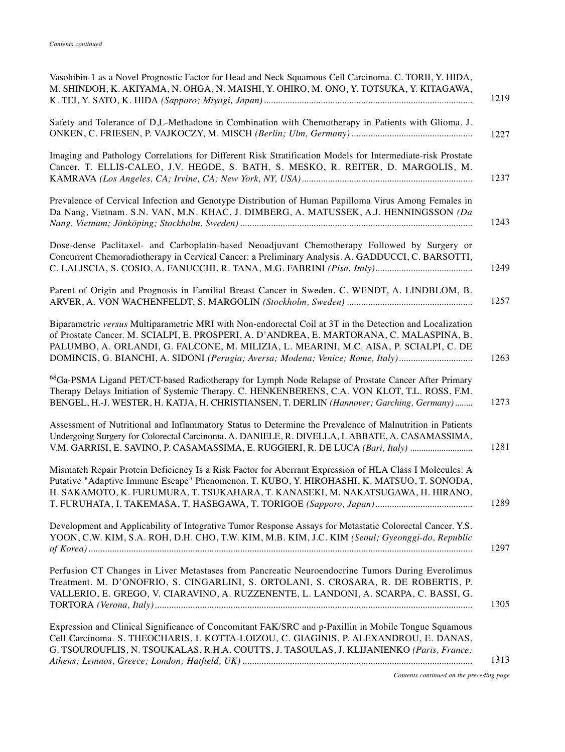*Contents continued*

Vasohibin-1 as a Novel Prognostic Factor for Head and Neck Squamous Cell Carcinoma. C. TORII, Y. HIDA, M. SHINDOH, K. AKIYAMA, N. OHGA, N. MAISHI, Y. OHIRO, M. ONO, Y. TOTSUKA, Y. KITAGAWA, K. TEI, Y. SATO, K. HIDA *(Sapporo; Miyagi, Japan)* ........ 1219

Safety and Tolerance of D,L-Methadone in Combination with Chemotherapy in Patients with Glioma. J. ONKEN, C. FRIESEN, P. VAJKOCZY, M. MISCH *(Berlin; Ulm, Germany)* ........ 1227

Imaging and Pathology Correlations for Different Risk Stratification Models for Intermediate-risk Prostate Cancer. T. ELLIS-CALEO, J.V. HEGDE, S. BATH, S. MESKO, R. REITER, D. MARGOLIS, M. KAMRAVA *(Los Angeles, CA; Irvine, CA; New York, NY, USA)* ........ 1237

Prevalence of Cervical Infection and Genotype Distribution of Human Papilloma Virus Among Females in Da Nang, Vietnam. S.N. VAN, M.N. KHAC, J. DIMBERG, A. MATUSSEK, A.J. HENNINGSSON *(Da Nang, Vietnam; Jönköping; Stockholm, Sweden)* ........ 1243

Dose-dense Paclitaxel- and Carboplatin-based Neoadjuvant Chemotherapy Followed by Surgery or Concurrent Chemoradiotherapy in Cervical Cancer: a Preliminary Analysis. A. GADDUCCI, C. BARSOTTI, C. LALISCIA, S. COSIO, A. FANUCCHI, R. TANA, M.G. FABRINI *(Pisa, Italy)* ........ 1249

Parent of Origin and Prognosis in Familial Breast Cancer in Sweden. C. WENDT, A. LINDBLOM, B. ARVER, A. VON WACHENFELDT, S. MARGOLIN *(Stockholm, Sweden)* ........ 1257

Biparametric *versus* Multiparametric MRI with Non-endorectal Coil at 3T in the Detection and Localization of Prostate Cancer. M. SCIALPI, E. PROSPERI, A. D'ANDREA, E. MARTORANA, C. MALASPINA, B. PALUMBO, A. ORLANDI, G. FALCONE, M. MILIZIA, L. MEARINI, M.C. AISA, P. SCIALPI, C. DE DOMINCIS, G. BIANCHI, A. SIDONI *(Perugia; Aversa; Modena; Venice; Rome, Italy)* ........ 1263

$^{68}$Ga-PSMA Ligand PET/CT-based Radiotherapy for Lymph Node Relapse of Prostate Cancer After Primary Therapy Delays Initiation of Systemic Therapy. C. HENKENBERENS, C.A. VON KLOT, T.L. ROSS, F.M. BENGEL, H.-J. WESTER, H. KATJA, H. CHRISTIANSEN, T. DERLIN *(Hannover; Garching, Germany)* ........ 1273

Assessment of Nutritional and Inflammatory Status to Determine the Prevalence of Malnutrition in Patients Undergoing Surgery for Colorectal Carcinoma. A. DANIELE, R. DIVELLA, I. ABBATE, A. CASAMASSIMA, V.M. GARRISI, E. SAVINO, P. CASAMASSIMA, E. RUGGIERI, R. DE LUCA *(Bari, Italy)* ........ 1281

Mismatch Repair Protein Deficiency Is a Risk Factor for Aberrant Expression of HLA Class I Molecules: A Putative "Adaptive Immune Escape" Phenomenon. T. KUBO, Y. HIROHASHI, K. MATSUO, T. SONODA, H. SAKAMOTO, K. FURUMURA, T. TSUKAHARA, T. KANASEKI, M. NAKATSUGAWA, H. HIRANO, T. FURUHATA, I. TAKEMASA, T. HASEGAWA, T. TORIGOE *(Sapporo, Japan)* ........ 1289

Development and Applicability of Integrative Tumor Response Assays for Metastatic Colorectal Cancer. Y.S. YOON, C.W. KIM, S.A. ROH, D.H. CHO, T.W. KIM, M.B. KIM, J.C. KIM *(Seoul; Gyeonggi-do, Republic of Korea)* ........ 1297

Perfusion CT Changes in Liver Metastases from Pancreatic Neuroendocrine Tumors During Everolimus Treatment. M. D'ONOFRIO, S. CINGARLINI, S. ORTOLANI, S. CROSARA, R. DE ROBERTIS, P. VALLERIO, E. GREGO, V. CIARAVINO, A. RUZZENENTE, L. LANDONI, A. SCARPA, C. BASSI, G. TORTORA *(Verona, Italy)* ........ 1305

Expression and Clinical Significance of Concomitant FAK/SRC and p-Paxillin in Mobile Tongue Squamous Cell Carcinoma. S. THEOCHARIS, I. KOTTA-LOIZOU, C. GIAGINIS, P. ALEXANDROU, E. DANAS, G. TSOUROUFLIS, N. TSOUKALAS, R.H.A. COUTTS, J. TASOULAS, J. KLIJANIENKO *(Paris, France; Athens; Lemnos, Greece; London; Hatfield, UK)* ........ 1313

*Contents continued on the preceding page*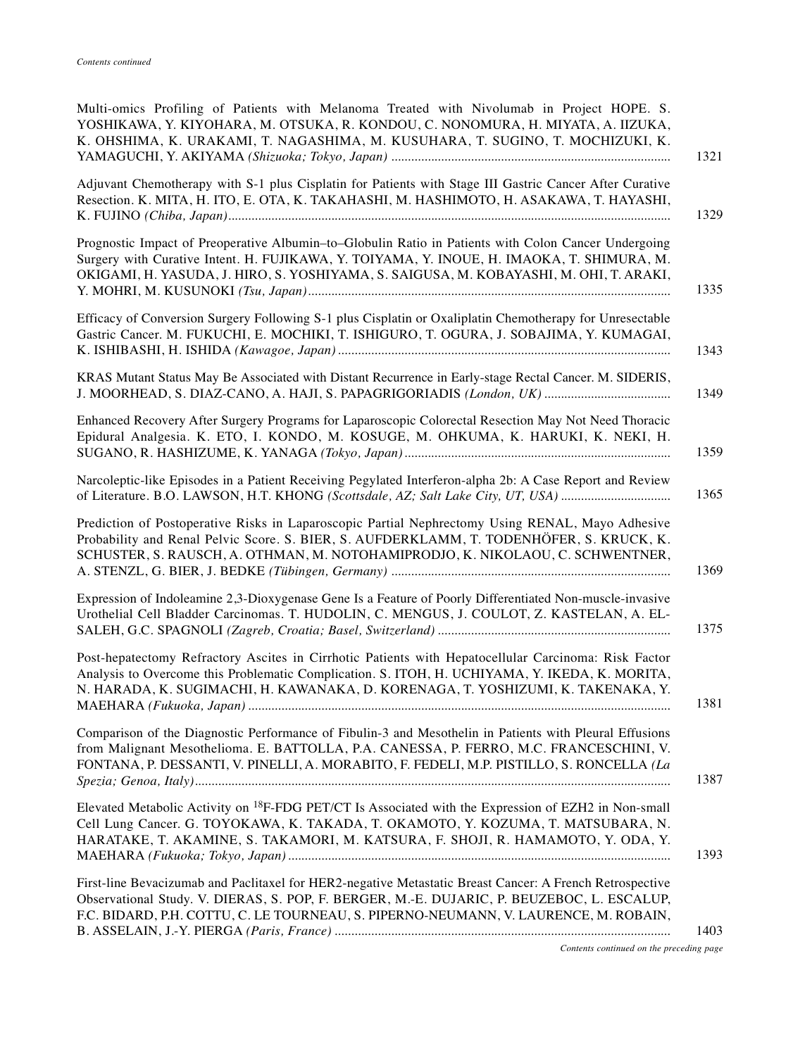*Contents continued*

Multi-omics Profiling of Patients with Melanoma Treated with Nivolumab in Project HOPE. S. YOSHIKAWA, Y. KIYOHARA, M. OTSUKA, R. KONDOU, C. NONOMURA, H. MIYATA, A. IIZUKA, K. OHSHIMA, K. URAKAMI, T. NAGASHIMA, M. KUSUHARA, T. SUGINO, T. MOCHIZUKI, K. YAMAGUCHI, Y. AKIYAMA *(Shizuoka; Tokyo, Japan)* .......... 1321

Adjuvant Chemotherapy with S-1 plus Cisplatin for Patients with Stage III Gastric Cancer After Curative Resection. K. MITA, H. ITO, E. OTA, K. TAKAHASHI, M. HASHIMOTO, H. ASAKAWA, T. HAYASHI, K. FUJINO *(Chiba, Japan)* .......... 1329

Prognostic Impact of Preoperative Albumin–to–Globulin Ratio in Patients with Colon Cancer Undergoing Surgery with Curative Intent. H. FUJIKAWA, Y. TOIYAMA, Y. INOUE, H. IMAOKA, T. SHIMURA, M. OKIGAMI, H. YASUDA, J. HIRO, S. YOSHIYAMA, S. SAIGUSA, M. KOBAYASHI, M. OHI, T. ARAKI, Y. MOHRI, M. KUSUNOKI *(Tsu, Japan)* .......... 1335

Efficacy of Conversion Surgery Following S-1 plus Cisplatin or Oxaliplatin Chemotherapy for Unresectable Gastric Cancer. M. FUKUCHI, E. MOCHIKI, T. ISHIGURO, T. OGURA, J. SOBAJIMA, Y. KUMAGAI, K. ISHIBASHI, H. ISHIDA *(Kawagoe, Japan)* .......... 1343

KRAS Mutant Status May Be Associated with Distant Recurrence in Early-stage Rectal Cancer. M. SIDERIS, J. MOORHEAD, S. DIAZ-CANO, A. HAJI, S. PAPAGRIGORIADIS *(London, UK)* .......... 1349

Enhanced Recovery After Surgery Programs for Laparoscopic Colorectal Resection May Not Need Thoracic Epidural Analgesia. K. ETO, I. KONDO, M. KOSUGE, M. OHKUMA, K. HARUKI, K. NEKI, H. SUGANO, R. HASHIZUME, K. YANAGA *(Tokyo, Japan)* .......... 1359

Narcoleptic-like Episodes in a Patient Receiving Pegylated Interferon-alpha 2b: A Case Report and Review of Literature. B.O. LAWSON, H.T. KHONG *(Scottsdale, AZ; Salt Lake City, UT, USA)* .......... 1365

Prediction of Postoperative Risks in Laparoscopic Partial Nephrectomy Using RENAL, Mayo Adhesive Probability and Renal Pelvic Score. S. BIER, S. AUFDERKLAMM, T. TODENHÖFER, S. KRUCK, K. SCHUSTER, S. RAUSCH, A. OTHMAN, M. NOTOHAMIPRODJO, K. NIKOLAOU, C. SCHWENTNER, A. STENZL, G. BIER, J. BEDKE *(Tübingen, Germany)* .......... 1369

Expression of Indoleamine 2,3-Dioxygenase Gene Is a Feature of Poorly Differentiated Non-muscle-invasive Urothelial Cell Bladder Carcinomas. T. HUDOLIN, C. MENGUS, J. COULOT, Z. KASTELAN, A. EL-SALEH, G.C. SPAGNOLI *(Zagreb, Croatia; Basel, Switzerland)* .......... 1375

Post-hepatectomy Refractory Ascites in Cirrhotic Patients with Hepatocellular Carcinoma: Risk Factor Analysis to Overcome this Problematic Complication. S. ITOH, H. UCHIYAMA, Y. IKEDA, K. MORITA, N. HARADA, K. SUGIMACHI, H. KAWANAKA, D. KORENAGA, T. YOSHIZUMI, K. TAKENAKA, Y. MAEHARA *(Fukuoka, Japan)* .......... 1381

Comparison of the Diagnostic Performance of Fibulin-3 and Mesothelin in Patients with Pleural Effusions from Malignant Mesothelioma. E. BATTOLLA, P.A. CANESSA, P. FERRO, M.C. FRANCESCHINI, V. FONTANA, P. DESSANTI, V. PINELLI, A. MORABITO, F. FEDELI, M.P. PISTILLO, S. RONCELLA *(La Spezia; Genoa, Italy)* .......... 1387

Elevated Metabolic Activity on $^{18}$F-FDG PET/CT Is Associated with the Expression of EZH2 in Non-small Cell Lung Cancer. G. TOYOKAWA, K. TAKADA, T. OKAMOTO, Y. KOZUMA, T. MATSUBARA, N. HARATAKE, T. AKAMINE, S. TAKAMORI, M. KATSURA, F. SHOJI, R. HAMAMOTO, Y. ODA, Y. MAEHARA *(Fukuoka; Tokyo, Japan)* .......... 1393

First-line Bevacizumab and Paclitaxel for HER2-negative Metastatic Breast Cancer: A French Retrospective Observational Study. V. DIERAS, S. POP, F. BERGER, M.-E. DUJARIC, P. BEUZEBOC, L. ESCALUP, F.C. BIDARD, P.H. COTTU, C. LE TOURNEAU, S. PIPERNO-NEUMANN, V. LAURENCE, M. ROBAIN, B. ASSELAIN, J.-Y. PIERGA *(Paris, France)* .......... 1403

*Contents continued on the preceding page*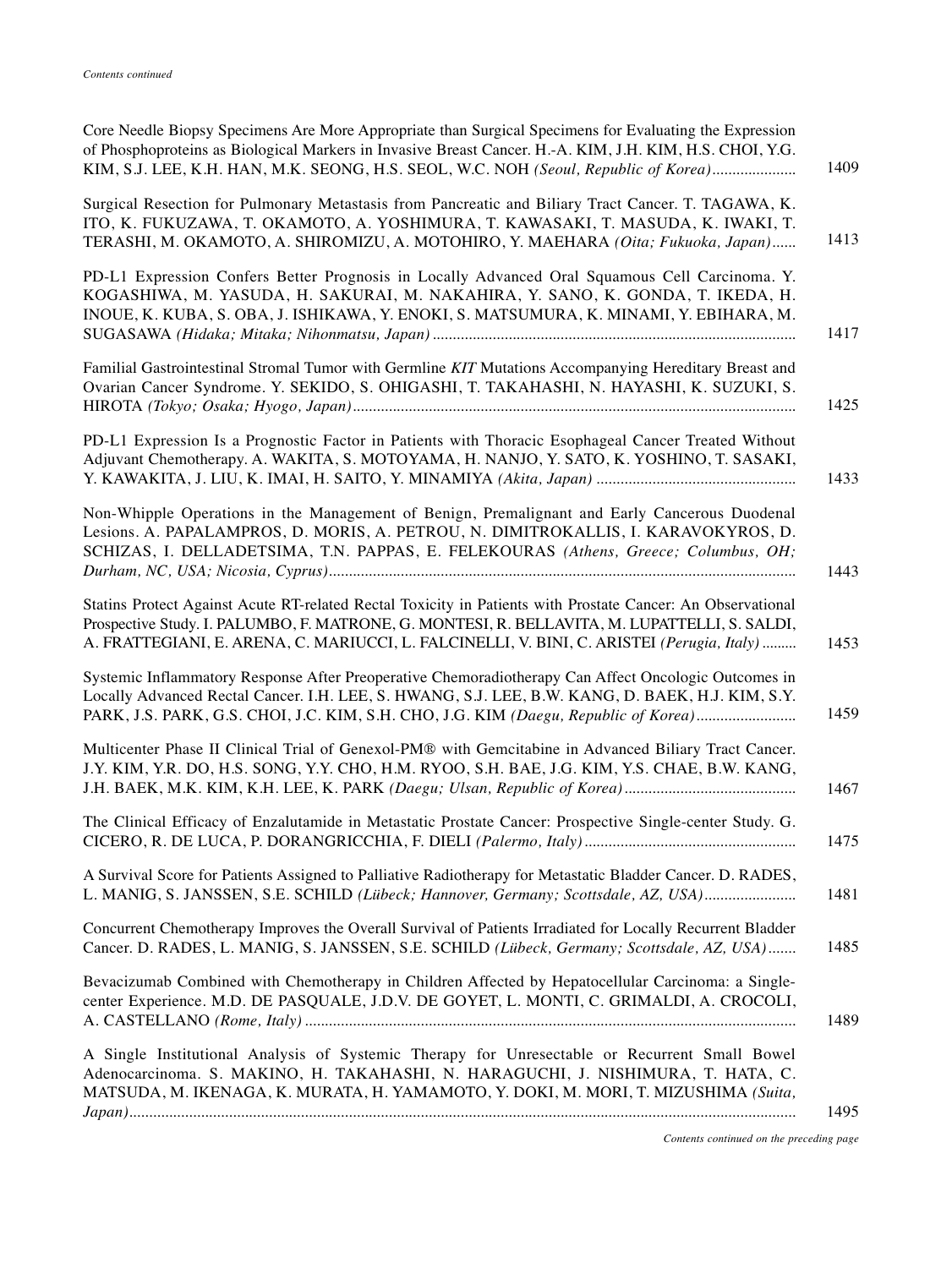*Contents continued*

Core Needle Biopsy Specimens Are More Appropriate than Surgical Specimens for Evaluating the Expression of Phosphoproteins as Biological Markers in Invasive Breast Cancer. H.-A. KIM, J.H. KIM, H.S. CHOI, Y.G. KIM, S.J. LEE, K.H. HAN, M.K. SEONG, H.S. SEOL, W.C. NOH *(Seoul, Republic of Korea)* ..... 1409

Surgical Resection for Pulmonary Metastasis from Pancreatic and Biliary Tract Cancer. T. TAGAWA, K. ITO, K. FUKUZAWA, T. OKAMOTO, A. YOSHIMURA, T. KAWASAKI, T. MASUDA, K. IWAKI, T. TERASHI, M. OKAMOTO, A. SHIROMIZU, A. MOTOHIRO, Y. MAEHARA *(Oita; Fukuoka, Japan)* ..... 1413

PD-L1 Expression Confers Better Prognosis in Locally Advanced Oral Squamous Cell Carcinoma. Y. KOGASHIWA, M. YASUDA, H. SAKURAI, M. NAKAHIRA, Y. SANO, K. GONDA, T. IKEDA, H. INOUE, K. KUBA, S. OBA, J. ISHIKAWA, Y. ENOKI, S. MATSUMURA, K. MINAMI, Y. EBIHARA, M. SUGASAWA *(Hidaka; Mitaka; Nihonmatsu, Japan)* ..... 1417

Familial Gastrointestinal Stromal Tumor with Germline *KIT* Mutations Accompanying Hereditary Breast and Ovarian Cancer Syndrome. Y. SEKIDO, S. OHIGASHI, T. TAKAHASHI, N. HAYASHI, K. SUZUKI, S. HIROTA *(Tokyo; Osaka; Hyogo, Japan)* ..... 1425

PD-L1 Expression Is a Prognostic Factor in Patients with Thoracic Esophageal Cancer Treated Without Adjuvant Chemotherapy. A. WAKITA, S. MOTOYAMA, H. NANJO, Y. SATO, K. YOSHINO, T. SASAKI, Y. KAWAKITA, J. LIU, K. IMAI, H. SAITO, Y. MINAMIYA *(Akita, Japan)* ..... 1433

Non-Whipple Operations in the Management of Benign, Premalignant and Early Cancerous Duodenal Lesions. A. PAPALAMPROS, D. MORIS, A. PETROU, N. DIMITROKALLIS, I. KARAVOKYROS, D. SCHIZAS, I. DELLADETSIMA, T.N. PAPPAS, E. FELEKOURAS *(Athens, Greece; Columbus, OH; Durham, NC, USA; Nicosia, Cyprus)* ..... 1443

Statins Protect Against Acute RT-related Rectal Toxicity in Patients with Prostate Cancer: An Observational Prospective Study. I. PALUMBO, F. MATRONE, G. MONTESI, R. BELLAVITA, M. LUPATTELLI, S. SALDI, A. FRATTEGIANI, E. ARENA, C. MARIUCCI, L. FALCINELLI, V. BINI, C. ARISTEI *(Perugia, Italy)* ..... 1453

Systemic Inflammatory Response After Preoperative Chemoradiotherapy Can Affect Oncologic Outcomes in Locally Advanced Rectal Cancer. I.H. LEE, S. HWANG, S.J. LEE, B.W. KANG, D. BAEK, H.J. KIM, S.Y. PARK, J.S. PARK, G.S. CHOI, J.C. KIM, S.H. CHO, J.G. KIM *(Daegu, Republic of Korea)* ..... 1459

Multicenter Phase II Clinical Trial of Genexol-PM® with Gemcitabine in Advanced Biliary Tract Cancer. J.Y. KIM, Y.R. DO, H.S. SONG, Y.Y. CHO, H.M. RYOO, S.H. BAE, J.G. KIM, Y.S. CHAE, B.W. KANG, J.H. BAEK, M.K. KIM, K.H. LEE, K. PARK *(Daegu; Ulsan, Republic of Korea)* ..... 1467

The Clinical Efficacy of Enzalutamide in Metastatic Prostate Cancer: Prospective Single-center Study. G. CICERO, R. DE LUCA, P. DORANGRICCHIA, F. DIELI *(Palermo, Italy)* ..... 1475

A Survival Score for Patients Assigned to Palliative Radiotherapy for Metastatic Bladder Cancer. D. RADES, L. MANIG, S. JANSSEN, S.E. SCHILD *(Lübeck; Hannover, Germany; Scottsdale, AZ, USA)* ..... 1481

Concurrent Chemotherapy Improves the Overall Survival of Patients Irradiated for Locally Recurrent Bladder Cancer. D. RADES, L. MANIG, S. JANSSEN, S.E. SCHILD *(Lübeck, Germany; Scottsdale, AZ, USA)* ..... 1485

Bevacizumab Combined with Chemotherapy in Children Affected by Hepatocellular Carcinoma: a Single-center Experience. M.D. DE PASQUALE, J.D.V. DE GOYET, L. MONTI, C. GRIMALDI, A. CROCOLI, A. CASTELLANO *(Rome, Italy)* ..... 1489

A Single Institutional Analysis of Systemic Therapy for Unresectable or Recurrent Small Bowel Adenocarcinoma. S. MAKINO, H. TAKAHASHI, N. HARAGUCHI, J. NISHIMURA, T. HATA, C. MATSUDA, M. IKENAGA, K. MURATA, H. YAMAMOTO, Y. DOKI, M. MORI, T. MIZUSHIMA *(Suita, Japan)* ..... 1495

*Contents continued on the preceding page*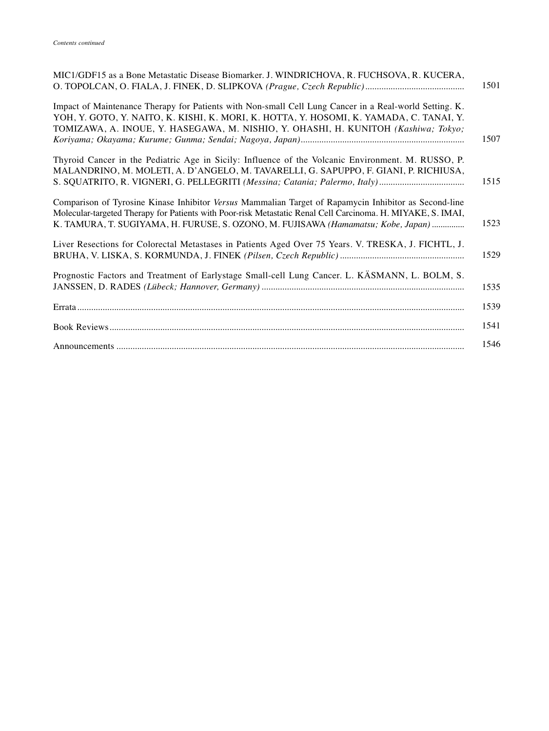*Contents continued*

MIC1/GDF15 as a Bone Metastatic Disease Biomarker. J. WINDRICHOVA, R. FUCHSOVA, R. KUCERA, O. TOPOLCAN, O. FIALA, J. FINEK, D. SLIPKOVA *(Prague, Czech Republic)* .......... 1501

Impact of Maintenance Therapy for Patients with Non-small Cell Lung Cancer in a Real-world Setting. K. YOH, Y. GOTO, Y. NAITO, K. KISHI, K. MORI, K. HOTTA, Y. HOSOMI, K. YAMADA, C. TANAI, Y. TOMIZAWA, A. INOUE, Y. HASEGAWA, M. NISHIO, Y. OHASHI, H. KUNITOH *(Kashiwa; Tokyo; Koriyama; Okayama; Kurume; Gunma; Sendai; Nagoya, Japan)* .......... 1507

Thyroid Cancer in the Pediatric Age in Sicily: Influence of the Volcanic Environment. M. RUSSO, P. MALANDRINO, M. MOLETI, A. D'ANGELO, M. TAVARELLI, G. SAPUPPO, F. GIANI, P. RICHIUSA, S. SQUATRITO, R. VIGNERI, G. PELLEGRITI *(Messina; Catania; Palermo, Italy)* .......... 1515

Comparison of Tyrosine Kinase Inhibitor *Versus* Mammalian Target of Rapamycin Inhibitor as Second-line Molecular-targeted Therapy for Patients with Poor-risk Metastatic Renal Cell Carcinoma. H. MIYAKE, S. IMAI, K. TAMURA, T. SUGIYAMA, H. FURUSE, S. OZONO, M. FUJISAWA *(Hamamatsu; Kobe, Japan)* .......... 1523

Liver Resections for Colorectal Metastases in Patients Aged Over 75 Years. V. TRESKA, J. FICHTL, J. BRUHA, V. LISKA, S. KORMUNDA, J. FINEK *(Pilsen, Czech Republic)* .......... 1529

Prognostic Factors and Treatment of Earlystage Small-cell Lung Cancer. L. KÄSMANN, L. BOLM, S. JANSSEN, D. RADES *(Lübeck; Hannover, Germany)* .......... 1535

Errata .......... 1539

Book Reviews .......... 1541

Announcements .......... 1546